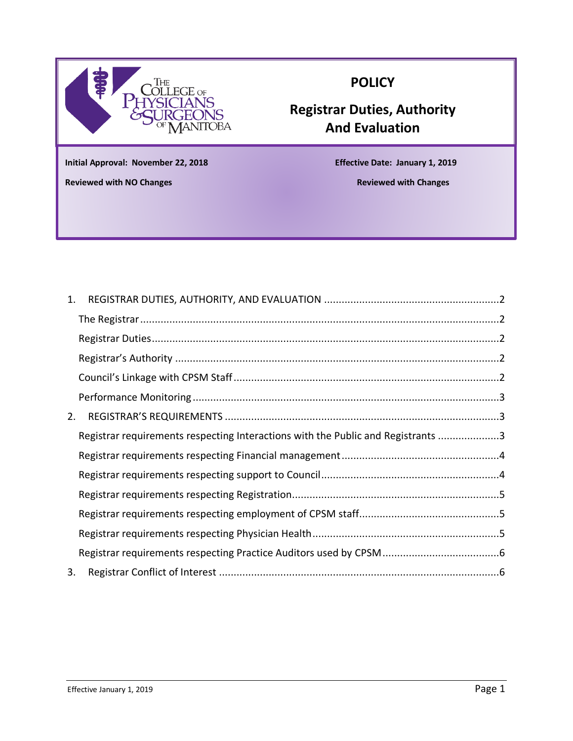# POLICY

## Registrar Duties, Authority And Evaluation

**Initial Approval: November 22, 2018** | **Effective Date: January 1, 2019**

**Reviewed with NO Changes** | **Reviewed with Changes**

1. REGISTRAR DUTIES, AUTHORITY, AND EVALUATION ....... 2
   - The Registrar ....... 2
   - Registrar Duties ....... 2
   - Registrar's Authority ....... 2
   - Council's Linkage with CPSM Staff ....... 2
   - Performance Monitoring ....... 3
2. REGISTRAR'S REQUIREMENTS ....... 3
   - Registrar requirements respecting Interactions with the Public and Registrants ....... 3
   - Registrar requirements respecting Financial management ....... 4
   - Registrar requirements respecting support to Council ....... 4
   - Registrar requirements respecting Registration ....... 5
   - Registrar requirements respecting employment of CPSM staff ....... 5
   - Registrar requirements respecting Physician Health ....... 5
   - Registrar requirements respecting Practice Auditors used by CPSM ....... 6
3. Registrar Conflict of Interest ....... 6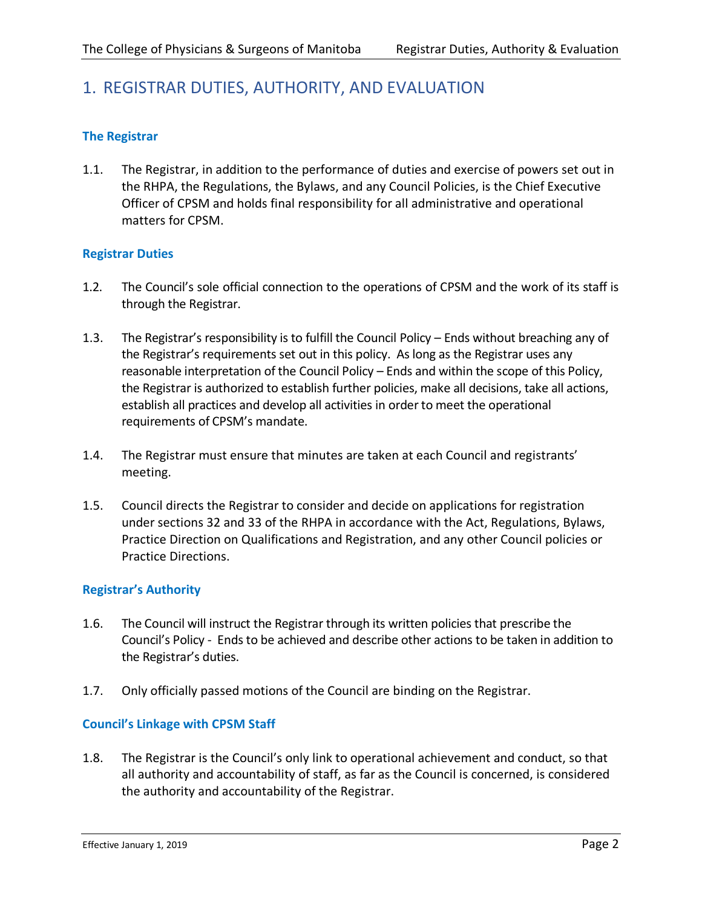# 1. REGISTRAR DUTIES, AUTHORITY, AND EVALUATION

### The Registrar

1.1. The Registrar, in addition to the performance of duties and exercise of powers set out in the RHPA, the Regulations, the Bylaws, and any Council Policies, is the Chief Executive Officer of CPSM and holds final responsibility for all administrative and operational matters for CPSM.

### Registrar Duties

1.2. The Council's sole official connection to the operations of CPSM and the work of its staff is through the Registrar.

1.3. The Registrar's responsibility is to fulfill the Council Policy – Ends without breaching any of the Registrar's requirements set out in this policy. As long as the Registrar uses any reasonable interpretation of the Council Policy – Ends and within the scope of this Policy, the Registrar is authorized to establish further policies, make all decisions, take all actions, establish all practices and develop all activities in order to meet the operational requirements of CPSM's mandate.

1.4. The Registrar must ensure that minutes are taken at each Council and registrants' meeting.

1.5. Council directs the Registrar to consider and decide on applications for registration under sections 32 and 33 of the RHPA in accordance with the Act, Regulations, Bylaws, Practice Direction on Qualifications and Registration, and any other Council policies or Practice Directions.

### Registrar's Authority

1.6. The Council will instruct the Registrar through its written policies that prescribe the Council's Policy - Ends to be achieved and describe other actions to be taken in addition to the Registrar's duties.

1.7. Only officially passed motions of the Council are binding on the Registrar.

### Council's Linkage with CPSM Staff

1.8. The Registrar is the Council's only link to operational achievement and conduct, so that all authority and accountability of staff, as far as the Council is concerned, is considered the authority and accountability of the Registrar.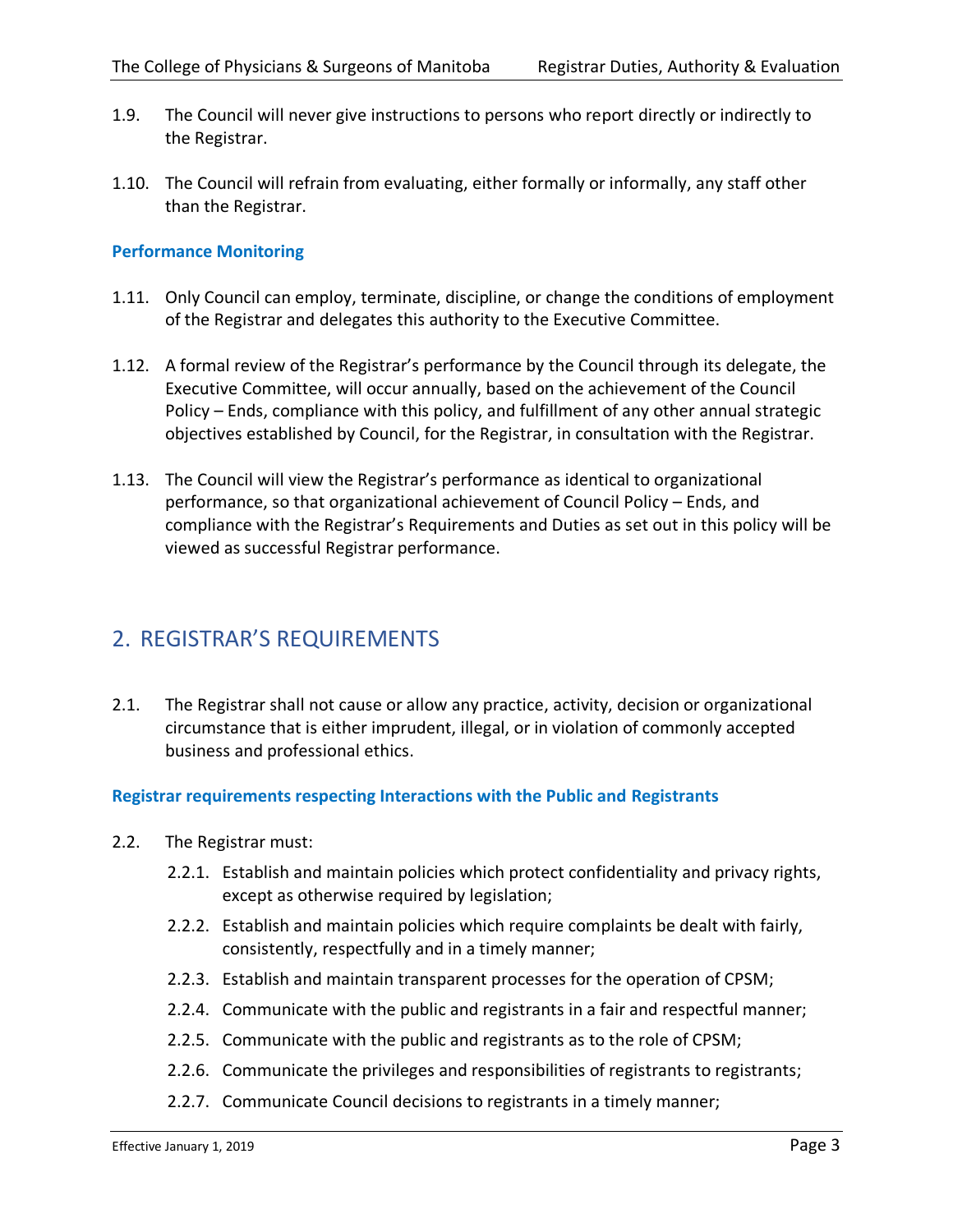1.9. The Council will never give instructions to persons who report directly or indirectly to the Registrar.

1.10. The Council will refrain from evaluating, either formally or informally, any staff other than the Registrar.

### Performance Monitoring

1.11. Only Council can employ, terminate, discipline, or change the conditions of employment of the Registrar and delegates this authority to the Executive Committee.

1.12. A formal review of the Registrar's performance by the Council through its delegate, the Executive Committee, will occur annually, based on the achievement of the Council Policy – Ends, compliance with this policy, and fulfillment of any other annual strategic objectives established by Council, for the Registrar, in consultation with the Registrar.

1.13. The Council will view the Registrar's performance as identical to organizational performance, so that organizational achievement of Council Policy – Ends, and compliance with the Registrar's Requirements and Duties as set out in this policy will be viewed as successful Registrar performance.

## 2. REGISTRAR'S REQUIREMENTS

2.1. The Registrar shall not cause or allow any practice, activity, decision or organizational circumstance that is either imprudent, illegal, or in violation of commonly accepted business and professional ethics.

### Registrar requirements respecting Interactions with the Public and Registrants

2.2. The Registrar must:

- 2.2.1. Establish and maintain policies which protect confidentiality and privacy rights, except as otherwise required by legislation;
- 2.2.2. Establish and maintain policies which require complaints be dealt with fairly, consistently, respectfully and in a timely manner;
- 2.2.3. Establish and maintain transparent processes for the operation of CPSM;
- 2.2.4. Communicate with the public and registrants in a fair and respectful manner;
- 2.2.5. Communicate with the public and registrants as to the role of CPSM;
- 2.2.6. Communicate the privileges and responsibilities of registrants to registrants;
- 2.2.7. Communicate Council decisions to registrants in a timely manner;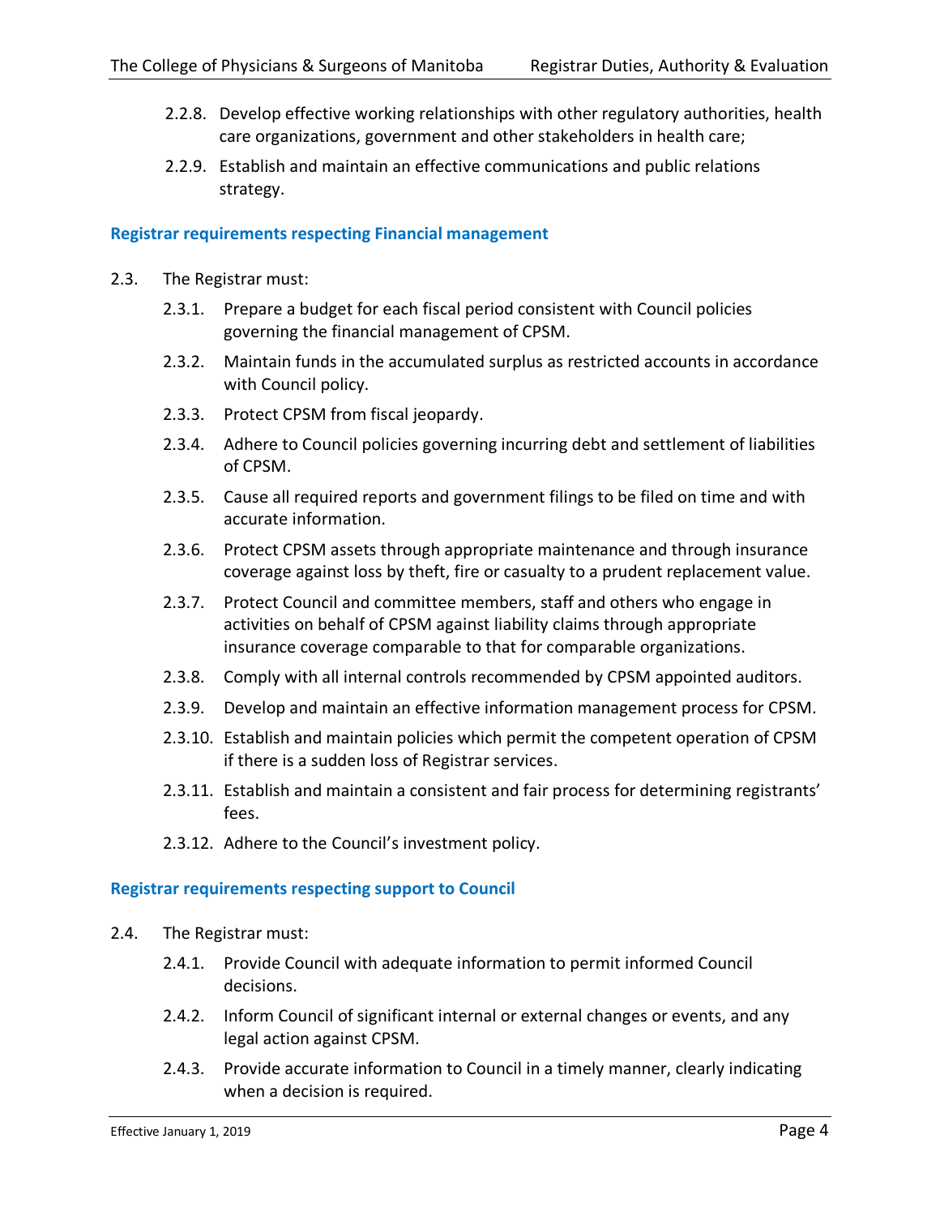2.2.8. Develop effective working relationships with other regulatory authorities, health care organizations, government and other stakeholders in health care;

2.2.9. Establish and maintain an effective communications and public relations strategy.

### Registrar requirements respecting Financial management

2.3. The Registrar must:

2.3.1. Prepare a budget for each fiscal period consistent with Council policies governing the financial management of CPSM.

2.3.2. Maintain funds in the accumulated surplus as restricted accounts in accordance with Council policy.

2.3.3. Protect CPSM from fiscal jeopardy.

2.3.4. Adhere to Council policies governing incurring debt and settlement of liabilities of CPSM.

2.3.5. Cause all required reports and government filings to be filed on time and with accurate information.

2.3.6. Protect CPSM assets through appropriate maintenance and through insurance coverage against loss by theft, fire or casualty to a prudent replacement value.

2.3.7. Protect Council and committee members, staff and others who engage in activities on behalf of CPSM against liability claims through appropriate insurance coverage comparable to that for comparable organizations.

2.3.8. Comply with all internal controls recommended by CPSM appointed auditors.

2.3.9. Develop and maintain an effective information management process for CPSM.

2.3.10. Establish and maintain policies which permit the competent operation of CPSM if there is a sudden loss of Registrar services.

2.3.11. Establish and maintain a consistent and fair process for determining registrants' fees.

2.3.12. Adhere to the Council's investment policy.

### Registrar requirements respecting support to Council

2.4. The Registrar must:

2.4.1. Provide Council with adequate information to permit informed Council decisions.

2.4.2. Inform Council of significant internal or external changes or events, and any legal action against CPSM.

2.4.3. Provide accurate information to Council in a timely manner, clearly indicating when a decision is required.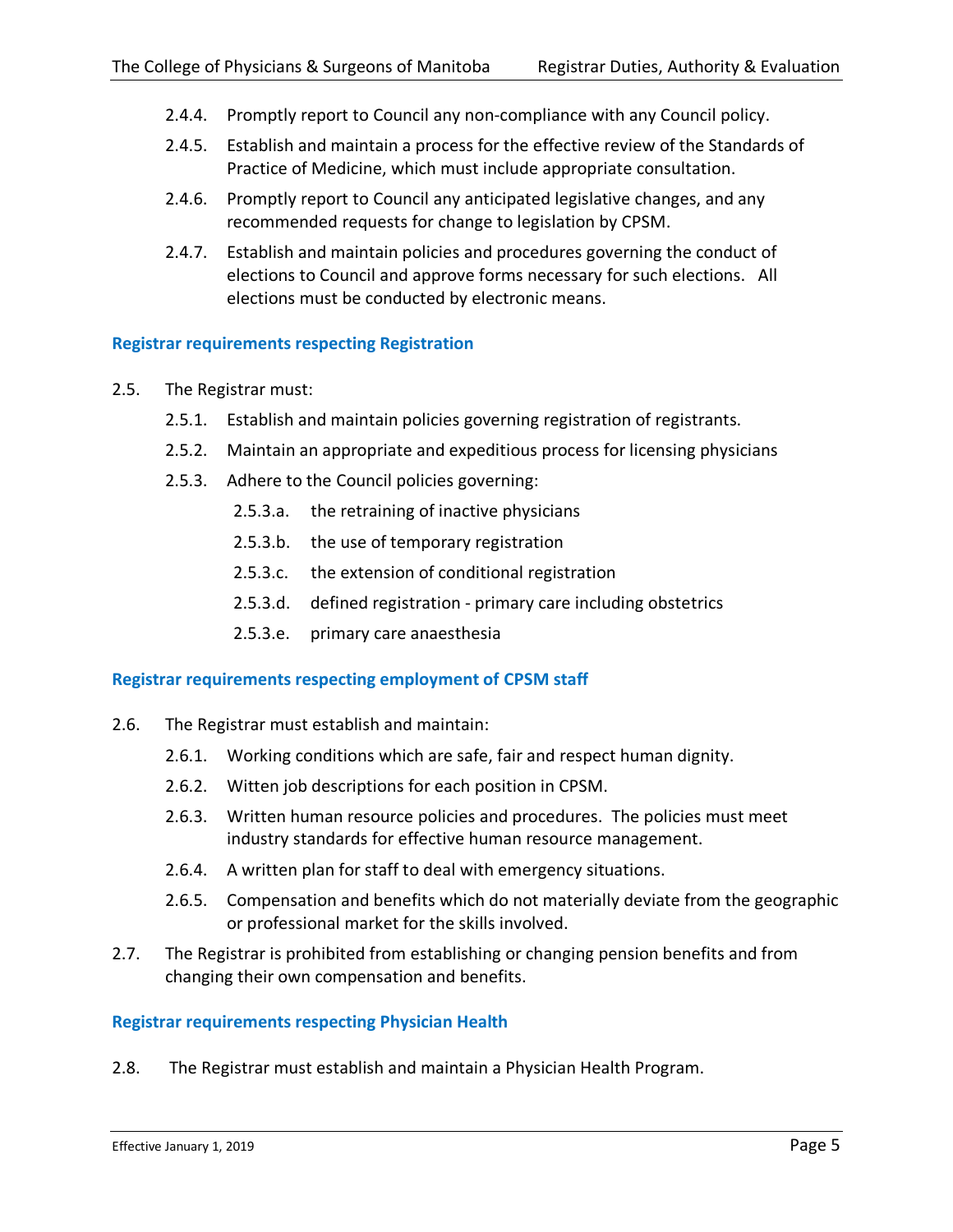2.4.4. Promptly report to Council any non-compliance with any Council policy.

2.4.5. Establish and maintain a process for the effective review of the Standards of Practice of Medicine, which must include appropriate consultation.

2.4.6. Promptly report to Council any anticipated legislative changes, and any recommended requests for change to legislation by CPSM.

2.4.7. Establish and maintain policies and procedures governing the conduct of elections to Council and approve forms necessary for such elections. All elections must be conducted by electronic means.

### Registrar requirements respecting Registration

2.5. The Registrar must:

2.5.1. Establish and maintain policies governing registration of registrants.

2.5.2. Maintain an appropriate and expeditious process for licensing physicians

2.5.3. Adhere to the Council policies governing:

2.5.3.a. the retraining of inactive physicians

2.5.3.b. the use of temporary registration

2.5.3.c. the extension of conditional registration

2.5.3.d. defined registration - primary care including obstetrics

2.5.3.e. primary care anaesthesia

### Registrar requirements respecting employment of CPSM staff

2.6. The Registrar must establish and maintain:

2.6.1. Working conditions which are safe, fair and respect human dignity.

2.6.2. Witten job descriptions for each position in CPSM.

2.6.3. Written human resource policies and procedures. The policies must meet industry standards for effective human resource management.

2.6.4. A written plan for staff to deal with emergency situations.

2.6.5. Compensation and benefits which do not materially deviate from the geographic or professional market for the skills involved.

2.7. The Registrar is prohibited from establishing or changing pension benefits and from changing their own compensation and benefits.

### Registrar requirements respecting Physician Health

2.8. The Registrar must establish and maintain a Physician Health Program.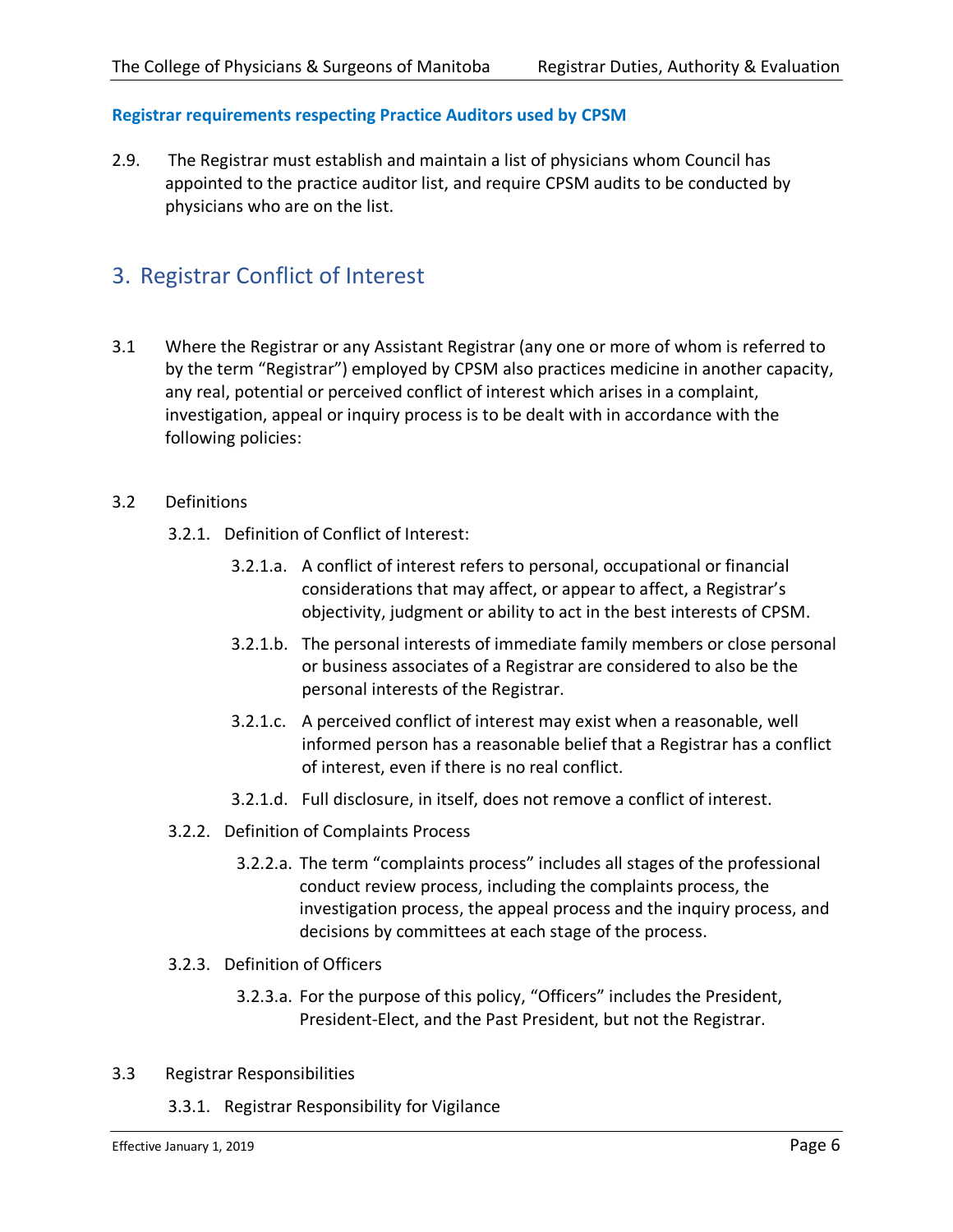**Registrar requirements respecting Practice Auditors used by CPSM**

2.9. The Registrar must establish and maintain a list of physicians whom Council has appointed to the practice auditor list, and require CPSM audits to be conducted by physicians who are on the list.

## 3. Registrar Conflict of Interest

3.1 Where the Registrar or any Assistant Registrar (any one or more of whom is referred to by the term "Registrar") employed by CPSM also practices medicine in another capacity, any real, potential or perceived conflict of interest which arises in a complaint, investigation, appeal or inquiry process is to be dealt with in accordance with the following policies:

3.2 Definitions

3.2.1. Definition of Conflict of Interest:

3.2.1.a. A conflict of interest refers to personal, occupational or financial considerations that may affect, or appear to affect, a Registrar's objectivity, judgment or ability to act in the best interests of CPSM.

3.2.1.b. The personal interests of immediate family members or close personal or business associates of a Registrar are considered to also be the personal interests of the Registrar.

3.2.1.c. A perceived conflict of interest may exist when a reasonable, well informed person has a reasonable belief that a Registrar has a conflict of interest, even if there is no real conflict.

3.2.1.d. Full disclosure, in itself, does not remove a conflict of interest.

3.2.2. Definition of Complaints Process

3.2.2.a. The term "complaints process" includes all stages of the professional conduct review process, including the complaints process, the investigation process, the appeal process and the inquiry process, and decisions by committees at each stage of the process.

3.2.3. Definition of Officers

3.2.3.a. For the purpose of this policy, "Officers" includes the President, President-Elect, and the Past President, but not the Registrar.

3.3 Registrar Responsibilities

3.3.1. Registrar Responsibility for Vigilance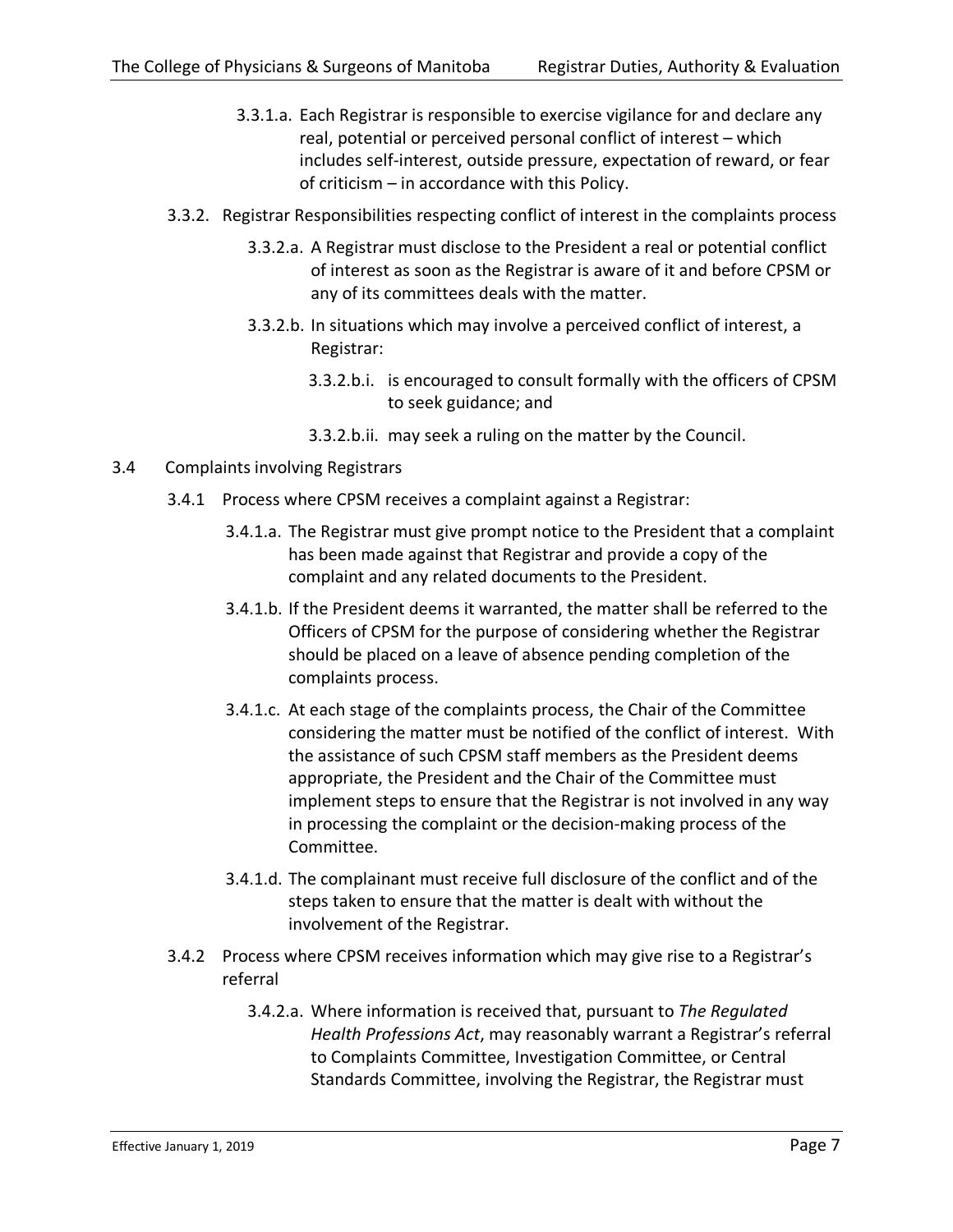3.3.1.a. Each Registrar is responsible to exercise vigilance for and declare any real, potential or perceived personal conflict of interest – which includes self-interest, outside pressure, expectation of reward, or fear of criticism – in accordance with this Policy.

3.3.2. Registrar Responsibilities respecting conflict of interest in the complaints process

3.3.2.a. A Registrar must disclose to the President a real or potential conflict of interest as soon as the Registrar is aware of it and before CPSM or any of its committees deals with the matter.

3.3.2.b. In situations which may involve a perceived conflict of interest, a Registrar:

3.3.2.b.i. is encouraged to consult formally with the officers of CPSM to seek guidance; and

3.3.2.b.ii. may seek a ruling on the matter by the Council.

3.4 Complaints involving Registrars

3.4.1 Process where CPSM receives a complaint against a Registrar:

3.4.1.a. The Registrar must give prompt notice to the President that a complaint has been made against that Registrar and provide a copy of the complaint and any related documents to the President.

3.4.1.b. If the President deems it warranted, the matter shall be referred to the Officers of CPSM for the purpose of considering whether the Registrar should be placed on a leave of absence pending completion of the complaints process.

3.4.1.c. At each stage of the complaints process, the Chair of the Committee considering the matter must be notified of the conflict of interest. With the assistance of such CPSM staff members as the President deems appropriate, the President and the Chair of the Committee must implement steps to ensure that the Registrar is not involved in any way in processing the complaint or the decision-making process of the Committee.

3.4.1.d. The complainant must receive full disclosure of the conflict and of the steps taken to ensure that the matter is dealt with without the involvement of the Registrar.

3.4.2 Process where CPSM receives information which may give rise to a Registrar's referral

3.4.2.a. Where information is received that, pursuant to *The Regulated Health Professions Act*, may reasonably warrant a Registrar's referral to Complaints Committee, Investigation Committee, or Central Standards Committee, involving the Registrar, the Registrar must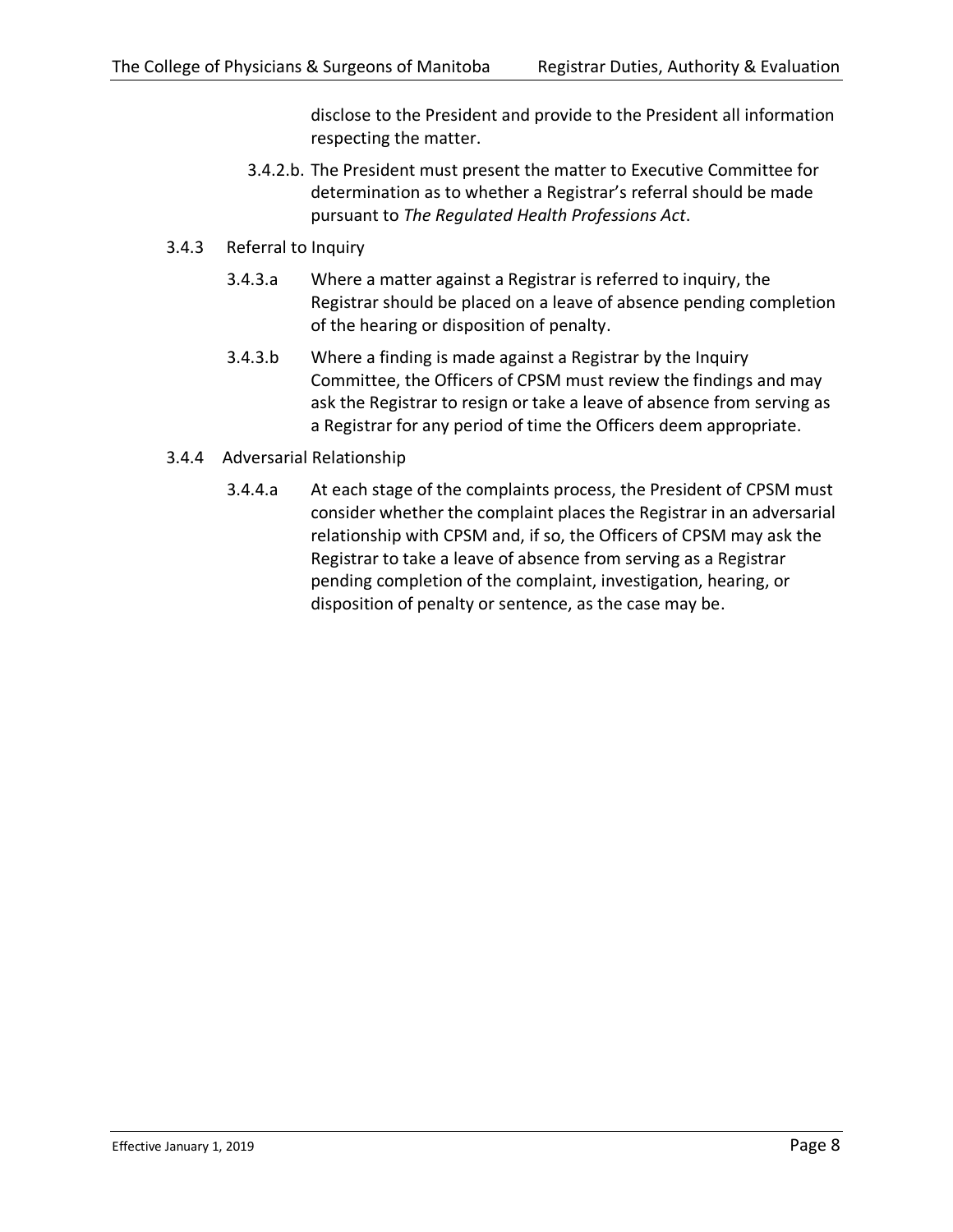disclose to the President and provide to the President all information respecting the matter.

3.4.2.b. The President must present the matter to Executive Committee for determination as to whether a Registrar's referral should be made pursuant to *The Regulated Health Professions Act*.

3.4.3 Referral to Inquiry

3.4.3.a Where a matter against a Registrar is referred to inquiry, the Registrar should be placed on a leave of absence pending completion of the hearing or disposition of penalty.

3.4.3.b Where a finding is made against a Registrar by the Inquiry Committee, the Officers of CPSM must review the findings and may ask the Registrar to resign or take a leave of absence from serving as a Registrar for any period of time the Officers deem appropriate.

3.4.4 Adversarial Relationship

3.4.4.a At each stage of the complaints process, the President of CPSM must consider whether the complaint places the Registrar in an adversarial relationship with CPSM and, if so, the Officers of CPSM may ask the Registrar to take a leave of absence from serving as a Registrar pending completion of the complaint, investigation, hearing, or disposition of penalty or sentence, as the case may be.